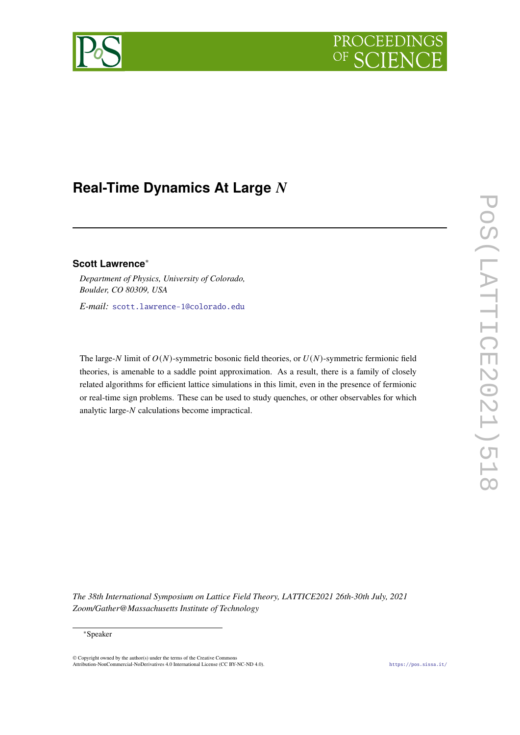# Real-Time Dynamics At Large $N$

**Scott Lawrence**[*]

*Department of Physics, University of Colorado, Boulder, CO 80309, USA*

*E-mail:* scott.lawrence-1@colorado.edu

The large-$N$ limit of $O(N)$-symmetric bosonic field theories, or $U(N)$-symmetric fermionic field theories, is amenable to a saddle point approximation. As a result, there is a family of closely related algorithms for efficient lattice simulations in this limit, even in the presence of fermionic or real-time sign problems. These can be used to study quenches, or other observables for which analytic large-$N$ calculations become impractical.

*The 38th International Symposium on Lattice Field Theory, LATTICE2021 26th-30th July, 2021 Zoom/Gather@Massachusetts Institute of Technology*

[*]Speaker

© Copyright owned by the author(s) under the terms of the Creative Commons Attribution-NonCommercial-NoDerivatives 4.0 International License (CC BY-NC-ND 4.0).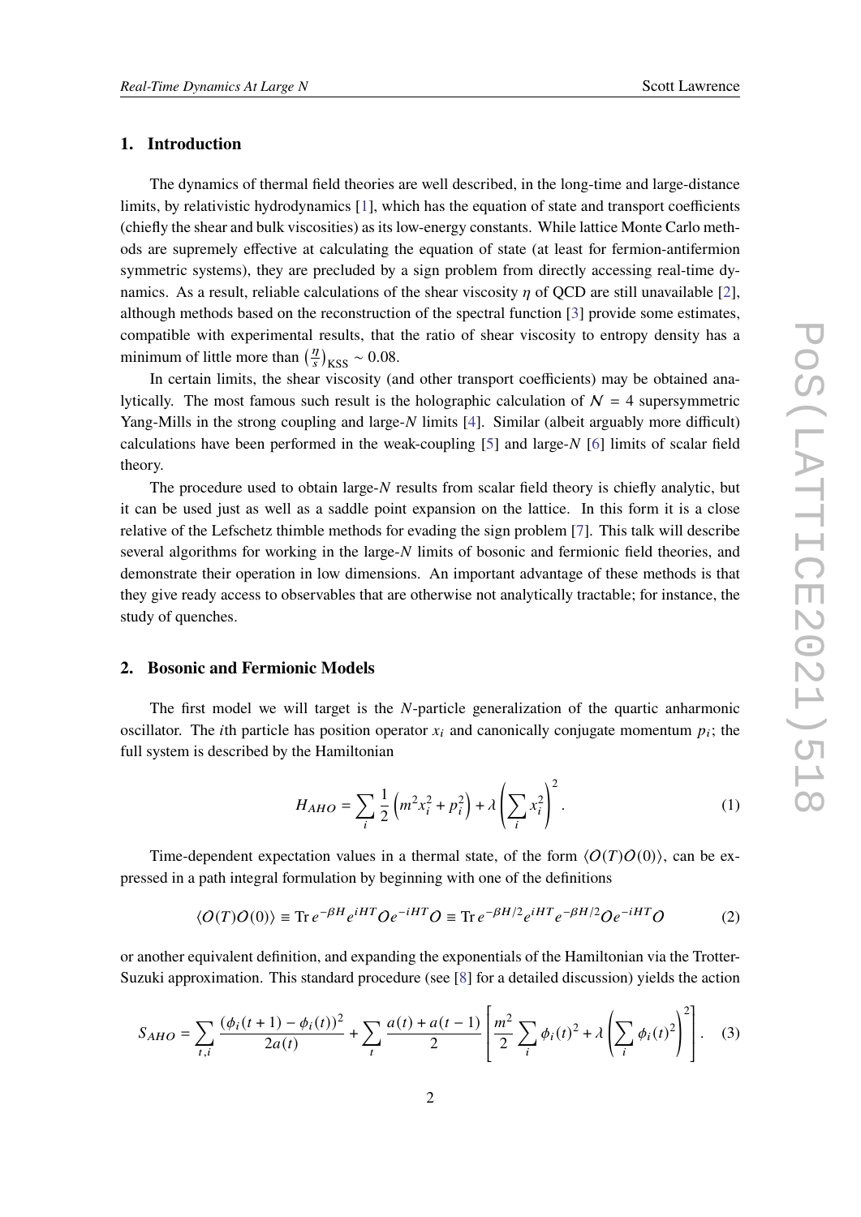## 1. Introduction

The dynamics of thermal field theories are well described, in the long-time and large-distance limits, by relativistic hydrodynamics [1], which has the equation of state and transport coefficients (chiefly the shear and bulk viscosities) as its low-energy constants. While lattice Monte Carlo methods are supremely effective at calculating the equation of state (at least for fermion-antifermion symmetric systems), they are precluded by a sign problem from directly accessing real-time dynamics. As a result, reliable calculations of the shear viscosity $\eta$ of QCD are still unavailable [2], although methods based on the reconstruction of the spectral function [3] provide some estimates, compatible with experimental results, that the ratio of shear viscosity to entropy density has a minimum of little more than $\left(\frac{\eta}{s}\right)_{\mathrm{KSS}} \sim 0.08$.

In certain limits, the shear viscosity (and other transport coefficients) may be obtained analytically. The most famous such result is the holographic calculation of $\mathcal{N} = 4$ supersymmetric Yang-Mills in the strong coupling and large-$N$ limits [4]. Similar (albeit arguably more difficult) calculations have been performed in the weak-coupling [5] and large-$N$ [6] limits of scalar field theory.

The procedure used to obtain large-$N$ results from scalar field theory is chiefly analytic, but it can be used just as well as a saddle point expansion on the lattice. In this form it is a close relative of the Lefschetz thimble methods for evading the sign problem [7]. This talk will describe several algorithms for working in the large-$N$ limits of bosonic and fermionic field theories, and demonstrate their operation in low dimensions. An important advantage of these methods is that they give ready access to observables that are otherwise not analytically tractable; for instance, the study of quenches.

## 2. Bosonic and Fermionic Models

The first model we will target is the $N$-particle generalization of the quartic anharmonic oscillator. The $i$th particle has position operator $x_i$ and canonically conjugate momentum $p_i$; the full system is described by the Hamiltonian

$$H_{AHO} = \sum_i \frac{1}{2}\left(m^2 x_i^2 + p_i^2\right) + \lambda\left(\sum_i x_i^2\right)^2. \tag{1}$$

Time-dependent expectation values in a thermal state, of the form $\langle \mathcal{O}(T)\mathcal{O}(0)\rangle$, can be expressed in a path integral formulation by beginning with one of the definitions

$$\langle \mathcal{O}(T)\mathcal{O}(0)\rangle \equiv \operatorname{Tr} e^{-\beta H} e^{iHT}\mathcal{O}e^{-iHT}\mathcal{O} \equiv \operatorname{Tr} e^{-\beta H/2} e^{iHT} e^{-\beta H/2}\mathcal{O}e^{-iHT}\mathcal{O} \tag{2}$$

or another equivalent definition, and expanding the exponentials of the Hamiltonian via the Trotter-Suzuki approximation. This standard procedure (see [8] for a detailed discussion) yields the action

$$S_{AHO} = \sum_{t,i} \frac{(\phi_i(t+1) - \phi_i(t))^2}{2a(t)} + \sum_t \frac{a(t) + a(t-1)}{2}\left[\frac{m^2}{2}\sum_i \phi_i(t)^2 + \lambda\left(\sum_i \phi_i(t)^2\right)^2\right]. \tag{3}$$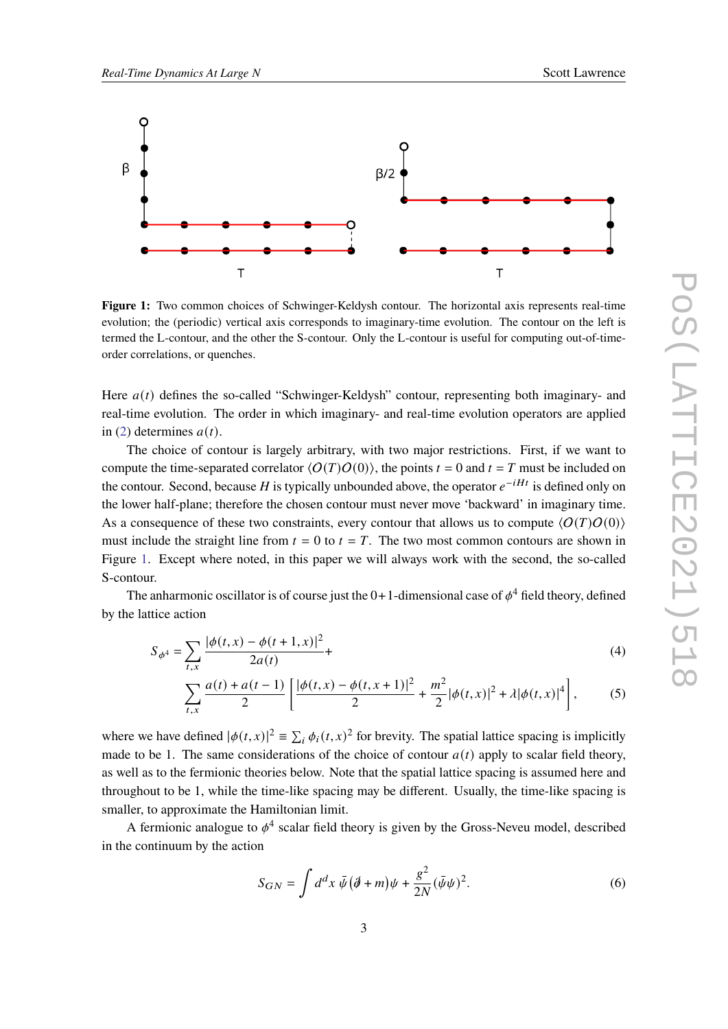**Figure 1:** Two common choices of Schwinger-Keldysh contour. The horizontal axis represents real-time evolution; the (periodic) vertical axis corresponds to imaginary-time evolution. The contour on the left is termed the L-contour, and the other the S-contour. Only the L-contour is useful for computing out-of-time-order correlations, or quenches.

Here $a(t)$ defines the so-called "Schwinger-Keldysh" contour, representing both imaginary- and real-time evolution. The order in which imaginary- and real-time evolution operators are applied in (2) determines $a(t)$.

The choice of contour is largely arbitrary, with two major restrictions. First, if we want to compute the time-separated correlator $\langle O(T)O(0)\rangle$, the points $t = 0$ and $t = T$ must be included on the contour. Second, because $H$ is typically unbounded above, the operator $e^{-iHt}$ is defined only on the lower half-plane; therefore the chosen contour must never move 'backward' in imaginary time. As a consequence of these two constraints, every contour that allows us to compute $\langle O(T)O(0)\rangle$ must include the straight line from $t = 0$ to $t = T$. The two most common contours are shown in Figure 1. Except where noted, in this paper we will always work with the second, the so-called S-contour.

The anharmonic oscillator is of course just the 0+1-dimensional case of $\phi^4$ field theory, defined by the lattice action

$$S_{\phi^4} = \sum_{t,x} \frac{|\phi(t,x) - \phi(t+1,x)|^2}{2a(t)} + \tag{4}$$

$$\sum_{t,x} \frac{a(t) + a(t-1)}{2} \left[ \frac{|\phi(t,x) - \phi(t,x+1)|^2}{2} + \frac{m^2}{2}|\phi(t,x)|^2 + \lambda|\phi(t,x)|^4 \right], \tag{5}$$

where we have defined $|\phi(t,x)|^2 \equiv \sum_i \phi_i(t,x)^2$ for brevity. The spatial lattice spacing is implicitly made to be 1. The same considerations of the choice of contour $a(t)$ apply to scalar field theory, as well as to the fermionic theories below. Note that the spatial lattice spacing is assumed here and throughout to be 1, while the time-like spacing may be different. Usually, the time-like spacing is smaller, to approximate the Hamiltonian limit.

A fermionic analogue to $\phi^4$ scalar field theory is given by the Gross-Neveu model, described in the continuum by the action

$$S_{GN} = \int d^d x \; \bar\psi \left(\partial\!\!\!/ + m\right)\psi + \frac{g^2}{2N}(\bar\psi\psi)^2. \tag{6}$$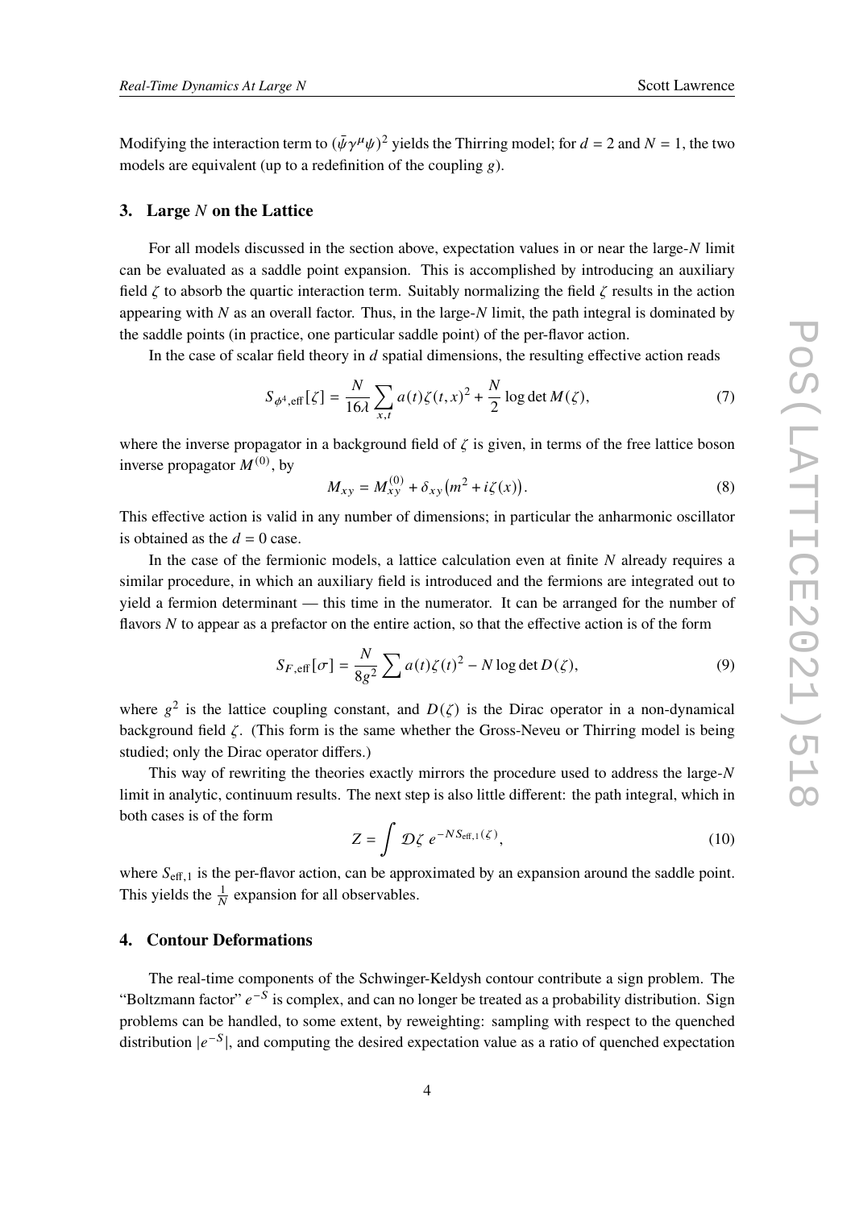Modifying the interaction term to $(\bar{\psi}\gamma^\mu\psi)^2$ yields the Thirring model; for $d = 2$ and $N = 1$, the two models are equivalent (up to a redefinition of the coupling $g$).

## 3. Large $N$ on the Lattice

For all models discussed in the section above, expectation values in or near the large-$N$ limit can be evaluated as a saddle point expansion. This is accomplished by introducing an auxiliary field $\zeta$ to absorb the quartic interaction term. Suitably normalizing the field $\zeta$ results in the action appearing with $N$ as an overall factor. Thus, in the large-$N$ limit, the path integral is dominated by the saddle points (in practice, one particular saddle point) of the per-flavor action.

In the case of scalar field theory in $d$ spatial dimensions, the resulting effective action reads

$$S_{\phi^4,\mathrm{eff}}[\zeta] = \frac{N}{16\lambda}\sum_{x,t} a(t)\zeta(t,x)^2 + \frac{N}{2}\log\det M(\zeta), \tag{7}$$

where the inverse propagator in a background field of $\zeta$ is given, in terms of the free lattice boson inverse propagator $M^{(0)}$, by

$$M_{xy} = M^{(0)}_{xy} + \delta_{xy}\big(m^2 + i\zeta(x)\big). \tag{8}$$

This effective action is valid in any number of dimensions; in particular the anharmonic oscillator is obtained as the $d = 0$ case.

In the case of the fermionic models, a lattice calculation even at finite $N$ already requires a similar procedure, in which an auxiliary field is introduced and the fermions are integrated out to yield a fermion determinant — this time in the numerator. It can be arranged for the number of flavors $N$ to appear as a prefactor on the entire action, so that the effective action is of the form

$$S_{F,\mathrm{eff}}[\sigma] = \frac{N}{8g^2}\sum a(t)\zeta(t)^2 - N\log\det D(\zeta), \tag{9}$$

where $g^2$ is the lattice coupling constant, and $D(\zeta)$ is the Dirac operator in a non-dynamical background field $\zeta$. (This form is the same whether the Gross-Neveu or Thirring model is being studied; only the Dirac operator differs.)

This way of rewriting the theories exactly mirrors the procedure used to address the large-$N$ limit in analytic, continuum results. The next step is also little different: the path integral, which in both cases is of the form

$$Z = \int \mathcal{D}\zeta\; e^{-NS_{\mathrm{eff},1}(\zeta)}, \tag{10}$$

where $S_{\mathrm{eff},1}$ is the per-flavor action, can be approximated by an expansion around the saddle point. This yields the $\frac{1}{N}$ expansion for all observables.

## 4. Contour Deformations

The real-time components of the Schwinger-Keldysh contour contribute a sign problem. The "Boltzmann factor" $e^{-S}$ is complex, and can no longer be treated as a probability distribution. Sign problems can be handled, to some extent, by reweighting: sampling with respect to the quenched distribution $|e^{-S}|$, and computing the desired expectation value as a ratio of quenched expectation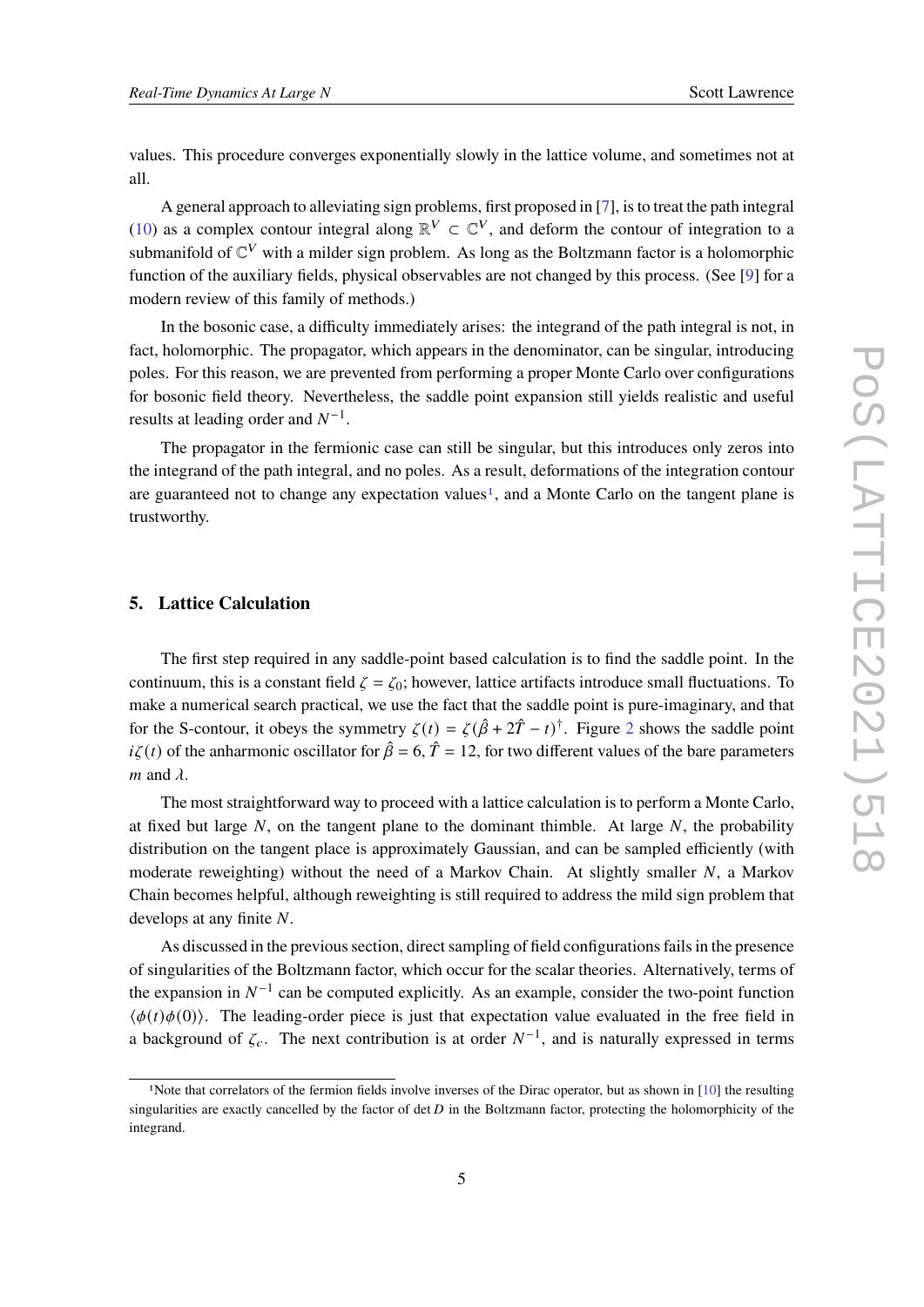values. This procedure converges exponentially slowly in the lattice volume, and sometimes not at all.

A general approach to alleviating sign problems, first proposed in [7], is to treat the path integral (10) as a complex contour integral along $\mathbb{R}^V \subset \mathbb{C}^V$, and deform the contour of integration to a submanifold of $\mathbb{C}^V$ with a milder sign problem. As long as the Boltzmann factor is a holomorphic function of the auxiliary fields, physical observables are not changed by this process. (See [9] for a modern review of this family of methods.)

In the bosonic case, a difficulty immediately arises: the integrand of the path integral is not, in fact, holomorphic. The propagator, which appears in the denominator, can be singular, introducing poles. For this reason, we are prevented from performing a proper Monte Carlo over configurations for bosonic field theory. Nevertheless, the saddle point expansion still yields realistic and useful results at leading order and $N^{-1}$.

The propagator in the fermionic case can still be singular, but this introduces only zeros into the integrand of the path integral, and no poles. As a result, deformations of the integration contour are guaranteed not to change any expectation values[1], and a Monte Carlo on the tangent plane is trustworthy.

## 5. Lattice Calculation

The first step required in any saddle-point based calculation is to find the saddle point. In the continuum, this is a constant field $\zeta = \zeta_0$; however, lattice artifacts introduce small fluctuations. To make a numerical search practical, we use the fact that the saddle point is pure-imaginary, and that for the S-contour, it obeys the symmetry $\zeta(t) = \zeta(\hat{\beta} + 2\hat{T} - t)^\dagger$. Figure 2 shows the saddle point $i\zeta(t)$ of the anharmonic oscillator for $\hat{\beta} = 6$, $\hat{T} = 12$, for two different values of the bare parameters $m$ and $\lambda$.

The most straightforward way to proceed with a lattice calculation is to perform a Monte Carlo, at fixed but large $N$, on the tangent plane to the dominant thimble. At large $N$, the probability distribution on the tangent place is approximately Gaussian, and can be sampled efficiently (with moderate reweighting) without the need of a Markov Chain. At slightly smaller $N$, a Markov Chain becomes helpful, although reweighting is still required to address the mild sign problem that develops at any finite $N$.

As discussed in the previous section, direct sampling of field configurations fails in the presence of singularities of the Boltzmann factor, which occur for the scalar theories. Alternatively, terms of the expansion in $N^{-1}$ can be computed explicitly. As an example, consider the two-point function $\langle\phi(t)\phi(0)\rangle$. The leading-order piece is just that expectation value evaluated in the free field in a background of $\zeta_c$. The next contribution is at order $N^{-1}$, and is naturally expressed in terms

[1] Note that correlators of the fermion fields involve inverses of the Dirac operator, but as shown in [10] the resulting singularities are exactly cancelled by the factor of $\det D$ in the Boltzmann factor, protecting the holomorphicity of the integrand.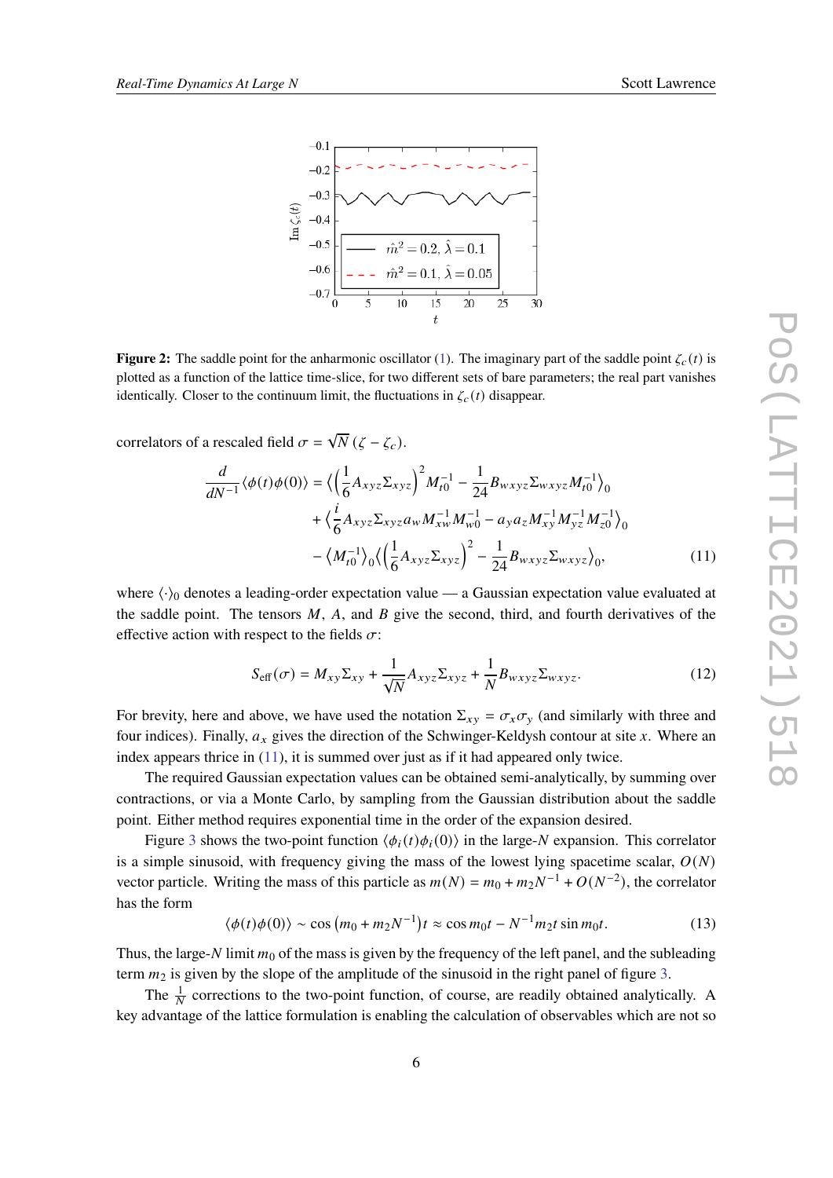**Figure 2:** The saddle point for the anharmonic oscillator (1). The imaginary part of the saddle point $\zeta_c(t)$ is plotted as a function of the lattice time-slice, for two different sets of bare parameters; the real part vanishes identically. Closer to the continuum limit, the fluctuations in $\zeta_c(t)$ disappear.

correlators of a rescaled field $\sigma = \sqrt{N}\,(\zeta - \zeta_c)$.

$$
\begin{aligned}
\frac{d}{dN^{-1}}\langle\phi(t)\phi(0)\rangle = &\Big\langle\Big(\frac{1}{6}A_{xyz}\Sigma_{xyz}\Big)^2 M^{-1}_{t0} - \frac{1}{24}B_{wxyz}\Sigma_{wxyz}M^{-1}_{t0}\Big\rangle_0 \\
&+ \Big\langle\frac{i}{6}A_{xyz}\Sigma_{xyz}a_w M^{-1}_{xw}M^{-1}_{w0} - a_y a_z M^{-1}_{xy}M^{-1}_{yz}M^{-1}_{z0}\Big\rangle_0 \\
&- \big\langle M^{-1}_{t0}\big\rangle_0\Big\langle\Big(\frac{1}{6}A_{xyz}\Sigma_{xyz}\Big)^2 - \frac{1}{24}B_{wxyz}\Sigma_{wxyz}\Big\rangle_0,
\end{aligned}
\tag{11}
$$

where $\langle\cdot\rangle_0$ denotes a leading-order expectation value — a Gaussian expectation value evaluated at the saddle point. The tensors $M$, $A$, and $B$ give the second, third, and fourth derivatives of the effective action with respect to the fields $\sigma$:

$$
S_{\text{eff}}(\sigma) = M_{xy}\Sigma_{xy} + \frac{1}{\sqrt{N}}A_{xyz}\Sigma_{xyz} + \frac{1}{N}B_{wxyz}\Sigma_{wxyz}. \tag{12}
$$

For brevity, here and above, we have used the notation $\Sigma_{xy} = \sigma_x\sigma_y$ (and similarly with three and four indices). Finally, $a_x$ gives the direction of the Schwinger-Keldysh contour at site $x$. Where an index appears thrice in (11), it is summed over just as if it had appeared only twice.

The required Gaussian expectation values can be obtained semi-analytically, by summing over contractions, or via a Monte Carlo, by sampling from the Gaussian distribution about the saddle point. Either method requires exponential time in the order of the expansion desired.

Figure 3 shows the two-point function $\langle\phi_i(t)\phi_i(0)\rangle$ in the large-$N$ expansion. This correlator is a simple sinusoid, with frequency giving the mass of the lowest lying spacetime scalar, $O(N)$ vector particle. Writing the mass of this particle as $m(N) = m_0 + m_2 N^{-1} + O(N^{-2})$, the correlator has the form

$$
\langle\phi(t)\phi(0)\rangle \sim \cos\left(m_0 + m_2 N^{-1}\right)t \approx \cos m_0 t - N^{-1} m_2 t \sin m_0 t. \tag{13}
$$

Thus, the large-$N$ limit $m_0$ of the mass is given by the frequency of the left panel, and the subleading term $m_2$ is given by the slope of the amplitude of the sinusoid in the right panel of figure 3.

The $\frac{1}{N}$ corrections to the two-point function, of course, are readily obtained analytically. A key advantage of the lattice formulation is enabling the calculation of observables which are not so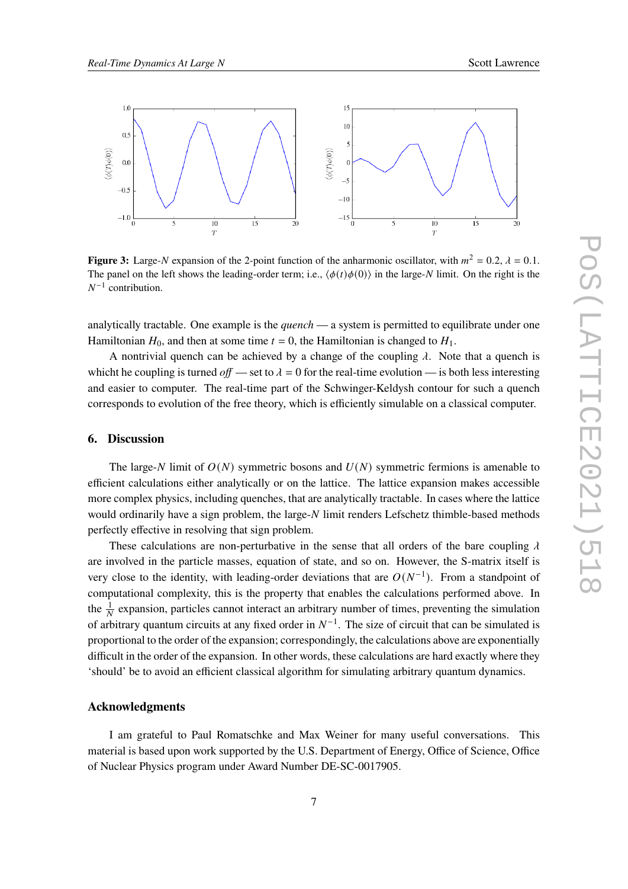**Figure 3:** Large-$N$ expansion of the 2-point function of the anharmonic oscillator, with $m^2 = 0.2$, $\lambda = 0.1$. The panel on the left shows the leading-order term; i.e., $\langle\phi(t)\phi(0)\rangle$ in the large-$N$ limit. On the right is the $N^{-1}$ contribution.

analytically tractable. One example is the *quench* — a system is permitted to equilibrate under one Hamiltonian $H_0$, and then at some time $t = 0$, the Hamiltonian is changed to $H_1$.

A nontrivial quench can be achieved by a change of the coupling $\lambda$. Note that a quench is whicht he coupling is turned *off* — set to $\lambda = 0$ for the real-time evolution — is both less interesting and easier to computer. The real-time part of the Schwinger-Keldysh contour for such a quench corresponds to evolution of the free theory, which is efficiently simulable on a classical computer.

## 6. Discussion

The large-$N$ limit of $O(N)$ symmetric bosons and $U(N)$ symmetric fermions is amenable to efficient calculations either analytically or on the lattice. The lattice expansion makes accessible more complex physics, including quenches, that are analytically tractable. In cases where the lattice would ordinarily have a sign problem, the large-$N$ limit renders Lefschetz thimble-based methods perfectly effective in resolving that sign problem.

These calculations are non-perturbative in the sense that all orders of the bare coupling $\lambda$ are involved in the particle masses, equation of state, and so on. However, the S-matrix itself is very close to the identity, with leading-order deviations that are $O(N^{-1})$. From a standpoint of computational complexity, this is the property that enables the calculations performed above. In the $\frac{1}{N}$ expansion, particles cannot interact an arbitrary number of times, preventing the simulation of arbitrary quantum circuits at any fixed order in $N^{-1}$. The size of circuit that can be simulated is proportional to the order of the expansion; correspondingly, the calculations above are exponentially difficult in the order of the expansion. In other words, these calculations are hard exactly where they 'should' be to avoid an efficient classical algorithm for simulating arbitrary quantum dynamics.

### Acknowledgments

I am grateful to Paul Romatschke and Max Weiner for many useful conversations. This material is based upon work supported by the U.S. Department of Energy, Office of Science, Office of Nuclear Physics program under Award Number DE-SC-0017905.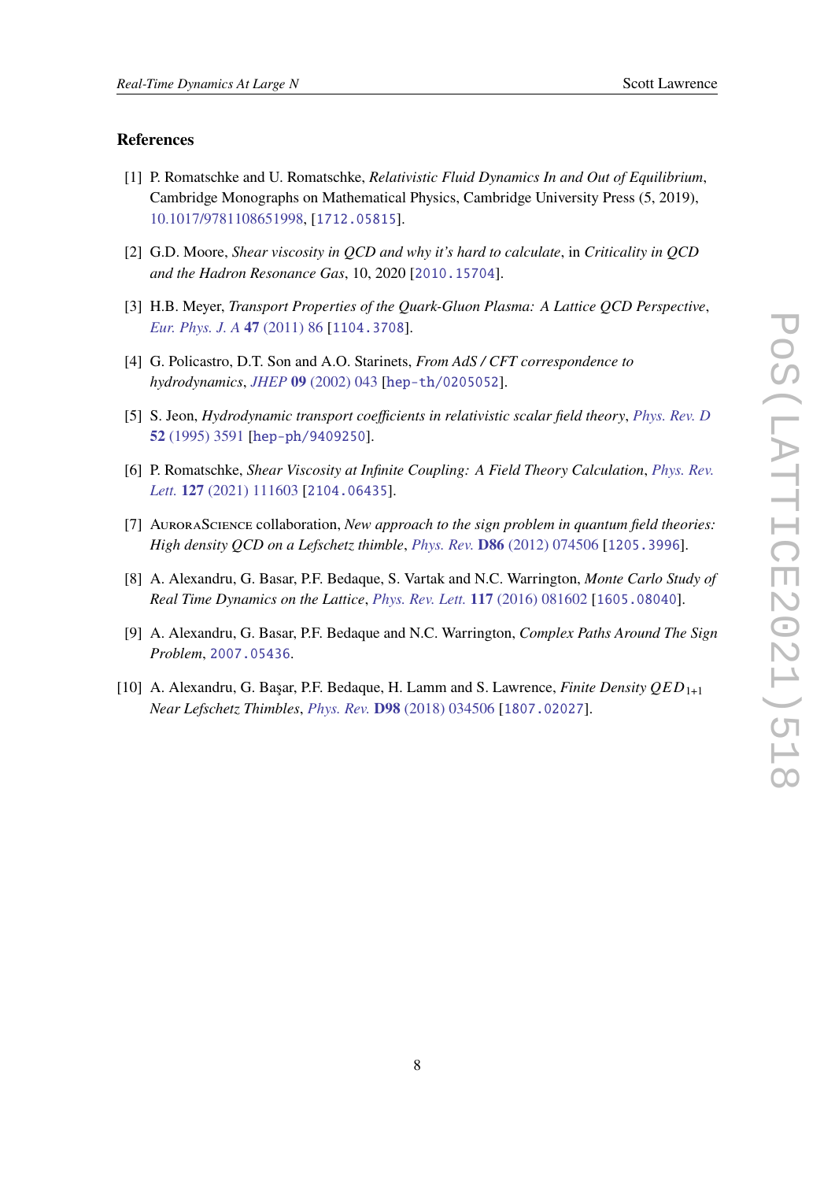## References

[1] P. Romatschke and U. Romatschke, *Relativistic Fluid Dynamics In and Out of Equilibrium*, Cambridge Monographs on Mathematical Physics, Cambridge University Press (5, 2019), 10.1017/9781108651998, [1712.05815].

[2] G.D. Moore, *Shear viscosity in QCD and why it's hard to calculate*, in *Criticality in QCD and the Hadron Resonance Gas*, 10, 2020 [2010.15704].

[3] H.B. Meyer, *Transport Properties of the Quark-Gluon Plasma: A Lattice QCD Perspective*, *Eur. Phys. J. A* **47** (2011) 86 [1104.3708].

[4] G. Policastro, D.T. Son and A.O. Starinets, *From AdS / CFT correspondence to hydrodynamics*, *JHEP* **09** (2002) 043 [hep-th/0205052].

[5] S. Jeon, *Hydrodynamic transport coefficients in relativistic scalar field theory*, *Phys. Rev. D* **52** (1995) 3591 [hep-ph/9409250].

[6] P. Romatschke, *Shear Viscosity at Infinite Coupling: A Field Theory Calculation*, *Phys. Rev. Lett.* **127** (2021) 111603 [2104.06435].

[7] AuroraScience collaboration, *New approach to the sign problem in quantum field theories: High density QCD on a Lefschetz thimble*, *Phys. Rev.* **D86** (2012) 074506 [1205.3996].

[8] A. Alexandru, G. Basar, P.F. Bedaque, S. Vartak and N.C. Warrington, *Monte Carlo Study of Real Time Dynamics on the Lattice*, *Phys. Rev. Lett.* **117** (2016) 081602 [1605.08040].

[9] A. Alexandru, G. Basar, P.F. Bedaque and N.C. Warrington, *Complex Paths Around The Sign Problem*, 2007.05436.

[10] A. Alexandru, G. Başar, P.F. Bedaque, H. Lamm and S. Lawrence, *Finite Density $QED_{1+1}$ Near Lefschetz Thimbles*, *Phys. Rev.* **D98** (2018) 034506 [1807.02027].